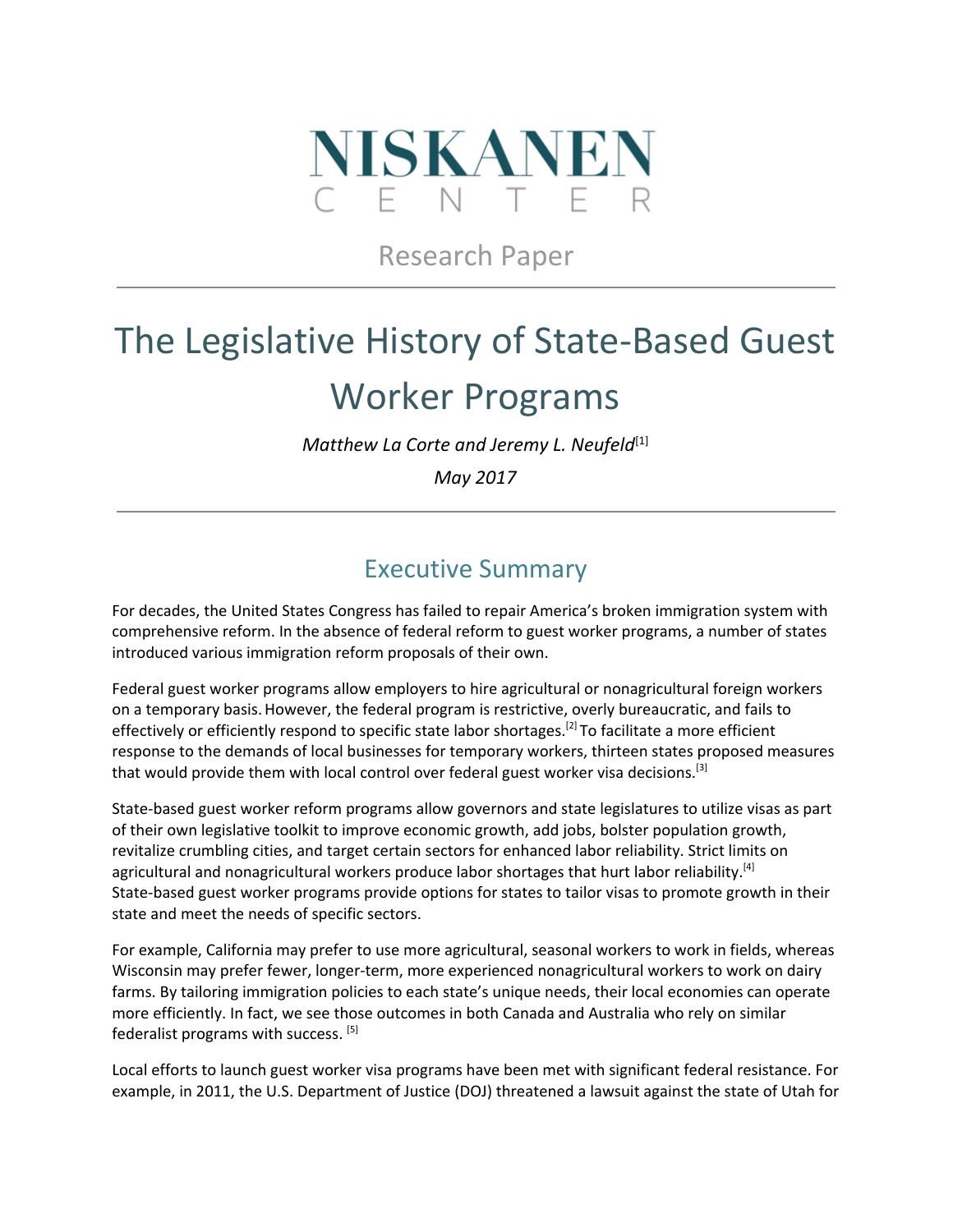NISKANEN CENTER

Research Paper

# The Legislative History of State-Based Guest Worker Programs

*Matthew La Corte and Jeremy L. Neufeld*[1]

*May 2017*

## Executive Summary

For decades, the United States Congress has failed to repair America's broken immigration system with comprehensive reform. In the absence of federal reform to guest worker programs, a number of states introduced various immigration reform proposals of their own.

Federal guest worker programs allow employers to hire agricultural or nonagricultural foreign workers on a temporary basis. However, the federal program is restrictive, overly bureaucratic, and fails to effectively or efficiently respond to specific state labor shortages.[2] To facilitate a more efficient response to the demands of local businesses for temporary workers, thirteen states proposed measures that would provide them with local control over federal guest worker visa decisions.[3]

State-based guest worker reform programs allow governors and state legislatures to utilize visas as part of their own legislative toolkit to improve economic growth, add jobs, bolster population growth, revitalize crumbling cities, and target certain sectors for enhanced labor reliability. Strict limits on agricultural and nonagricultural workers produce labor shortages that hurt labor reliability.[4] State-based guest worker programs provide options for states to tailor visas to promote growth in their state and meet the needs of specific sectors.

For example, California may prefer to use more agricultural, seasonal workers to work in fields, whereas Wisconsin may prefer fewer, longer-term, more experienced nonagricultural workers to work on dairy farms. By tailoring immigration policies to each state's unique needs, their local economies can operate more efficiently. In fact, we see those outcomes in both Canada and Australia who rely on similar federalist programs with success. [5]

Local efforts to launch guest worker visa programs have been met with significant federal resistance. For example, in 2011, the U.S. Department of Justice (DOJ) threatened a lawsuit against the state of Utah for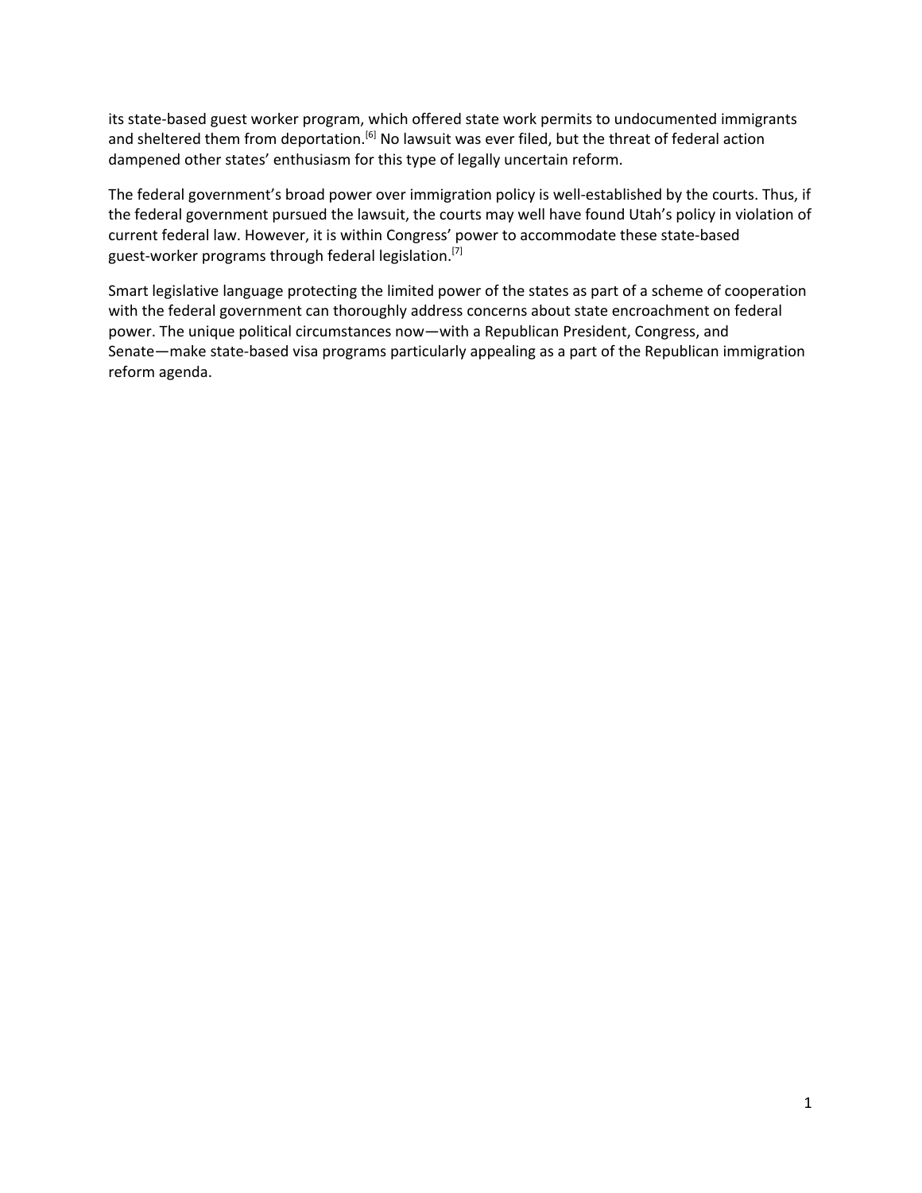its state-based guest worker program, which offered state work permits to undocumented immigrants and sheltered them from deportation.[6] No lawsuit was ever filed, but the threat of federal action dampened other states' enthusiasm for this type of legally uncertain reform.

The federal government's broad power over immigration policy is well-established by the courts. Thus, if the federal government pursued the lawsuit, the courts may well have found Utah's policy in violation of current federal law. However, it is within Congress' power to accommodate these state-based guest-worker programs through federal legislation.[7]

Smart legislative language protecting the limited power of the states as part of a scheme of cooperation with the federal government can thoroughly address concerns about state encroachment on federal power. The unique political circumstances now—with a Republican President, Congress, and Senate—make state-based visa programs particularly appealing as a part of the Republican immigration reform agenda.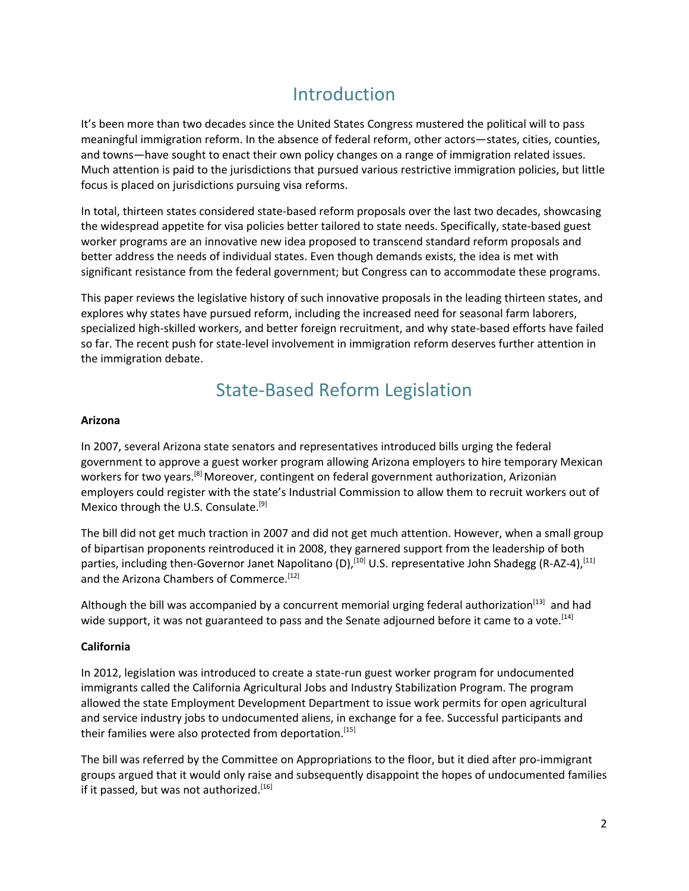# Introduction

It's been more than two decades since the United States Congress mustered the political will to pass meaningful immigration reform. In the absence of federal reform, other actors—states, cities, counties, and towns—have sought to enact their own policy changes on a range of immigration related issues. Much attention is paid to the jurisdictions that pursued various restrictive immigration policies, but little focus is placed on jurisdictions pursuing visa reforms.

In total, thirteen states considered state-based reform proposals over the last two decades, showcasing the widespread appetite for visa policies better tailored to state needs. Specifically, state-based guest worker programs are an innovative new idea proposed to transcend standard reform proposals and better address the needs of individual states. Even though demands exists, the idea is met with significant resistance from the federal government; but Congress can to accommodate these programs.

This paper reviews the legislative history of such innovative proposals in the leading thirteen states, and explores why states have pursued reform, including the increased need for seasonal farm laborers, specialized high-skilled workers, and better foreign recruitment, and why state-based efforts have failed so far. The recent push for state-level involvement in immigration reform deserves further attention in the immigration debate.

# State-Based Reform Legislation

**Arizona**

In 2007, several Arizona state senators and representatives introduced bills urging the federal government to approve a guest worker program allowing Arizona employers to hire temporary Mexican workers for two years.[8] Moreover, contingent on federal government authorization, Arizonian employers could register with the state's Industrial Commission to allow them to recruit workers out of Mexico through the U.S. Consulate.[9]

The bill did not get much traction in 2007 and did not get much attention. However, when a small group of bipartisan proponents reintroduced it in 2008, they garnered support from the leadership of both parties, including then-Governor Janet Napolitano (D),[10] U.S. representative John Shadegg (R-AZ-4),[11] and the Arizona Chambers of Commerce.[12]

Although the bill was accompanied by a concurrent memorial urging federal authorization[13] and had wide support, it was not guaranteed to pass and the Senate adjourned before it came to a vote.[14]

**California**

In 2012, legislation was introduced to create a state-run guest worker program for undocumented immigrants called the California Agricultural Jobs and Industry Stabilization Program. The program allowed the state Employment Development Department to issue work permits for open agricultural and service industry jobs to undocumented aliens, in exchange for a fee. Successful participants and their families were also protected from deportation.[15]

The bill was referred by the Committee on Appropriations to the floor, but it died after pro-immigrant groups argued that it would only raise and subsequently disappoint the hopes of undocumented families if it passed, but was not authorized.[16]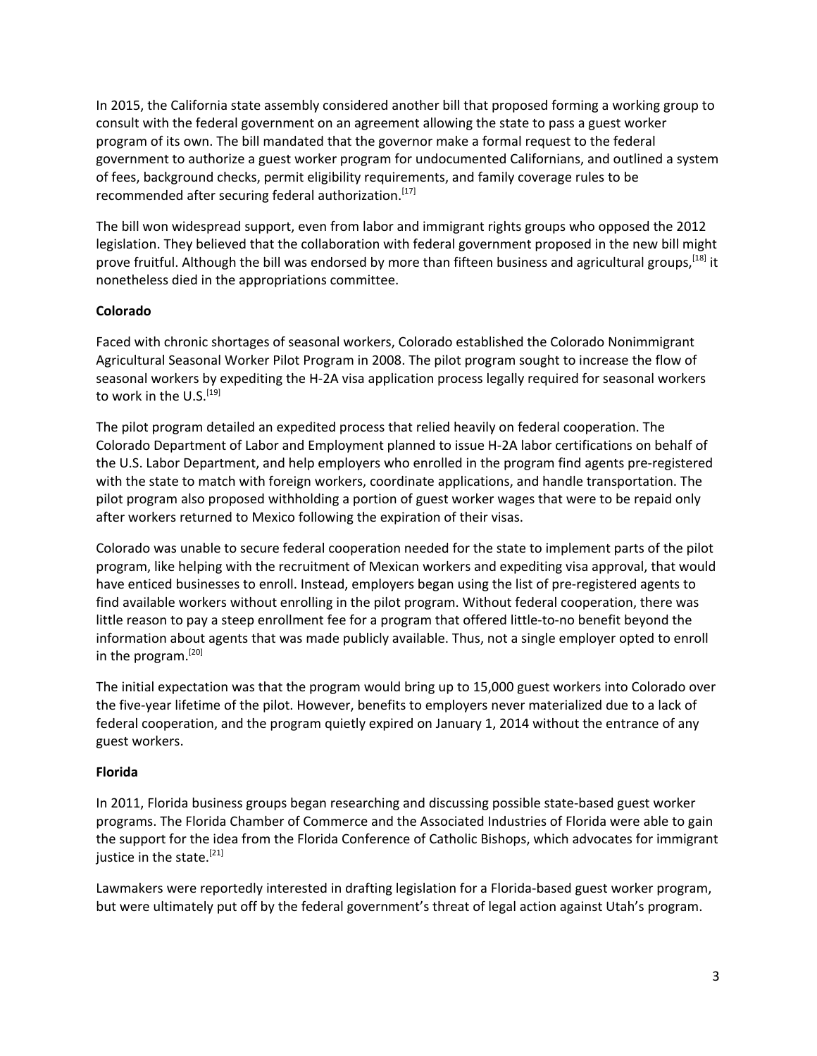In 2015, the California state assembly considered another bill that proposed forming a working group to consult with the federal government on an agreement allowing the state to pass a guest worker program of its own. The bill mandated that the governor make a formal request to the federal government to authorize a guest worker program for undocumented Californians, and outlined a system of fees, background checks, permit eligibility requirements, and family coverage rules to be recommended after securing federal authorization.[17]

The bill won widespread support, even from labor and immigrant rights groups who opposed the 2012 legislation. They believed that the collaboration with federal government proposed in the new bill might prove fruitful. Although the bill was endorsed by more than fifteen business and agricultural groups,[18] it nonetheless died in the appropriations committee.

**Colorado**

Faced with chronic shortages of seasonal workers, Colorado established the Colorado Nonimmigrant Agricultural Seasonal Worker Pilot Program in 2008. The pilot program sought to increase the flow of seasonal workers by expediting the H-2A visa application process legally required for seasonal workers to work in the U.S.[19]

The pilot program detailed an expedited process that relied heavily on federal cooperation. The Colorado Department of Labor and Employment planned to issue H-2A labor certifications on behalf of the U.S. Labor Department, and help employers who enrolled in the program find agents pre-registered with the state to match with foreign workers, coordinate applications, and handle transportation. The pilot program also proposed withholding a portion of guest worker wages that were to be repaid only after workers returned to Mexico following the expiration of their visas.

Colorado was unable to secure federal cooperation needed for the state to implement parts of the pilot program, like helping with the recruitment of Mexican workers and expediting visa approval, that would have enticed businesses to enroll. Instead, employers began using the list of pre-registered agents to find available workers without enrolling in the pilot program. Without federal cooperation, there was little reason to pay a steep enrollment fee for a program that offered little-to-no benefit beyond the information about agents that was made publicly available. Thus, not a single employer opted to enroll in the program.[20]

The initial expectation was that the program would bring up to 15,000 guest workers into Colorado over the five-year lifetime of the pilot. However, benefits to employers never materialized due to a lack of federal cooperation, and the program quietly expired on January 1, 2014 without the entrance of any guest workers.

**Florida**

In 2011, Florida business groups began researching and discussing possible state-based guest worker programs. The Florida Chamber of Commerce and the Associated Industries of Florida were able to gain the support for the idea from the Florida Conference of Catholic Bishops, which advocates for immigrant justice in the state.[21]

Lawmakers were reportedly interested in drafting legislation for a Florida-based guest worker program, but were ultimately put off by the federal government's threat of legal action against Utah's program.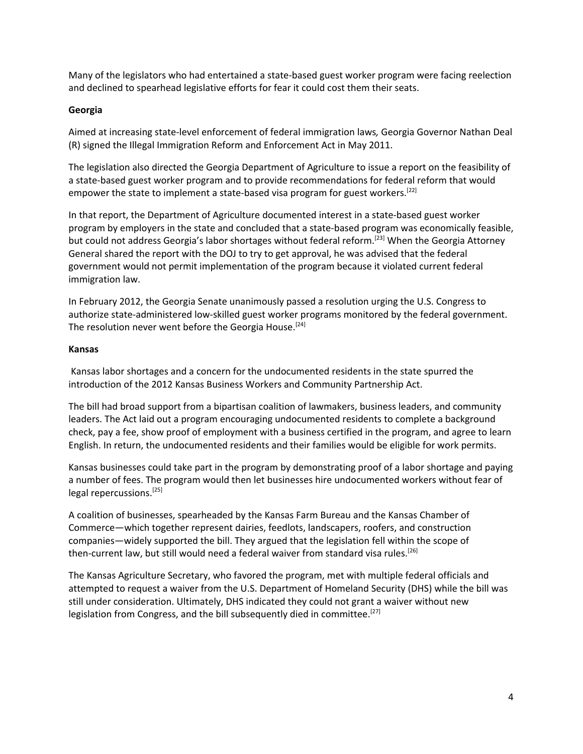Many of the legislators who had entertained a state-based guest worker program were facing reelection and declined to spearhead legislative efforts for fear it could cost them their seats.

**Georgia**

Aimed at increasing state-level enforcement of federal immigration laws*,* Georgia Governor Nathan Deal (R) signed the Illegal Immigration Reform and Enforcement Act in May 2011.

The legislation also directed the Georgia Department of Agriculture to issue a report on the feasibility of a state-based guest worker program and to provide recommendations for federal reform that would empower the state to implement a state-based visa program for guest workers.[22]

In that report, the Department of Agriculture documented interest in a state-based guest worker program by employers in the state and concluded that a state-based program was economically feasible, but could not address Georgia's labor shortages without federal reform.[23] When the Georgia Attorney General shared the report with the DOJ to try to get approval, he was advised that the federal government would not permit implementation of the program because it violated current federal immigration law.

In February 2012, the Georgia Senate unanimously passed a resolution urging the U.S. Congress to authorize state-administered low-skilled guest worker programs monitored by the federal government. The resolution never went before the Georgia House.[24]

**Kansas**

Kansas labor shortages and a concern for the undocumented residents in the state spurred the introduction of the 2012 Kansas Business Workers and Community Partnership Act.

The bill had broad support from a bipartisan coalition of lawmakers, business leaders, and community leaders. The Act laid out a program encouraging undocumented residents to complete a background check, pay a fee, show proof of employment with a business certified in the program, and agree to learn English. In return, the undocumented residents and their families would be eligible for work permits.

Kansas businesses could take part in the program by demonstrating proof of a labor shortage and paying a number of fees. The program would then let businesses hire undocumented workers without fear of legal repercussions.[25]

A coalition of businesses, spearheaded by the Kansas Farm Bureau and the Kansas Chamber of Commerce—which together represent dairies, feedlots, landscapers, roofers, and construction companies—widely supported the bill. They argued that the legislation fell within the scope of then-current law, but still would need a federal waiver from standard visa rules.[26]

The Kansas Agriculture Secretary, who favored the program, met with multiple federal officials and attempted to request a waiver from the U.S. Department of Homeland Security (DHS) while the bill was still under consideration. Ultimately, DHS indicated they could not grant a waiver without new legislation from Congress, and the bill subsequently died in committee.[27]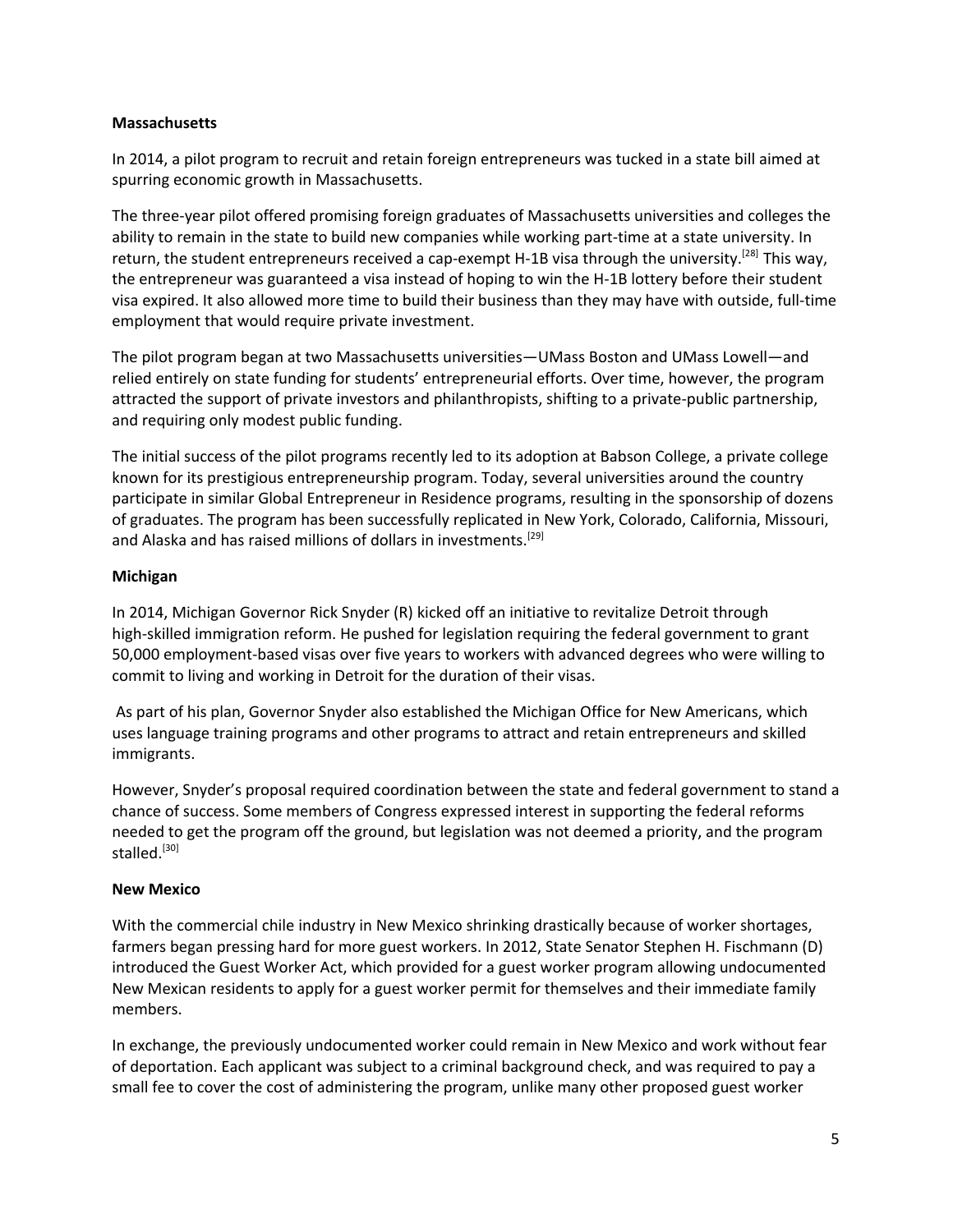**Massachusetts**

In 2014, a pilot program to recruit and retain foreign entrepreneurs was tucked in a state bill aimed at spurring economic growth in Massachusetts.

The three-year pilot offered promising foreign graduates of Massachusetts universities and colleges the ability to remain in the state to build new companies while working part-time at a state university. In return, the student entrepreneurs received a cap-exempt H-1B visa through the university.[28] This way, the entrepreneur was guaranteed a visa instead of hoping to win the H-1B lottery before their student visa expired. It also allowed more time to build their business than they may have with outside, full-time employment that would require private investment.

The pilot program began at two Massachusetts universities—UMass Boston and UMass Lowell—and relied entirely on state funding for students' entrepreneurial efforts. Over time, however, the program attracted the support of private investors and philanthropists, shifting to a private-public partnership, and requiring only modest public funding.

The initial success of the pilot programs recently led to its adoption at Babson College, a private college known for its prestigious entrepreneurship program. Today, several universities around the country participate in similar Global Entrepreneur in Residence programs, resulting in the sponsorship of dozens of graduates. The program has been successfully replicated in New York, Colorado, California, Missouri, and Alaska and has raised millions of dollars in investments.[29]

**Michigan**

In 2014, Michigan Governor Rick Snyder (R) kicked off an initiative to revitalize Detroit through high-skilled immigration reform. He pushed for legislation requiring the federal government to grant 50,000 employment-based visas over five years to workers with advanced degrees who were willing to commit to living and working in Detroit for the duration of their visas.

As part of his plan, Governor Snyder also established the Michigan Office for New Americans, which uses language training programs and other programs to attract and retain entrepreneurs and skilled immigrants.

However, Snyder's proposal required coordination between the state and federal government to stand a chance of success. Some members of Congress expressed interest in supporting the federal reforms needed to get the program off the ground, but legislation was not deemed a priority, and the program stalled.[30]

**New Mexico**

With the commercial chile industry in New Mexico shrinking drastically because of worker shortages, farmers began pressing hard for more guest workers. In 2012, State Senator Stephen H. Fischmann (D) introduced the Guest Worker Act, which provided for a guest worker program allowing undocumented New Mexican residents to apply for a guest worker permit for themselves and their immediate family members.

In exchange, the previously undocumented worker could remain in New Mexico and work without fear of deportation. Each applicant was subject to a criminal background check, and was required to pay a small fee to cover the cost of administering the program, unlike many other proposed guest worker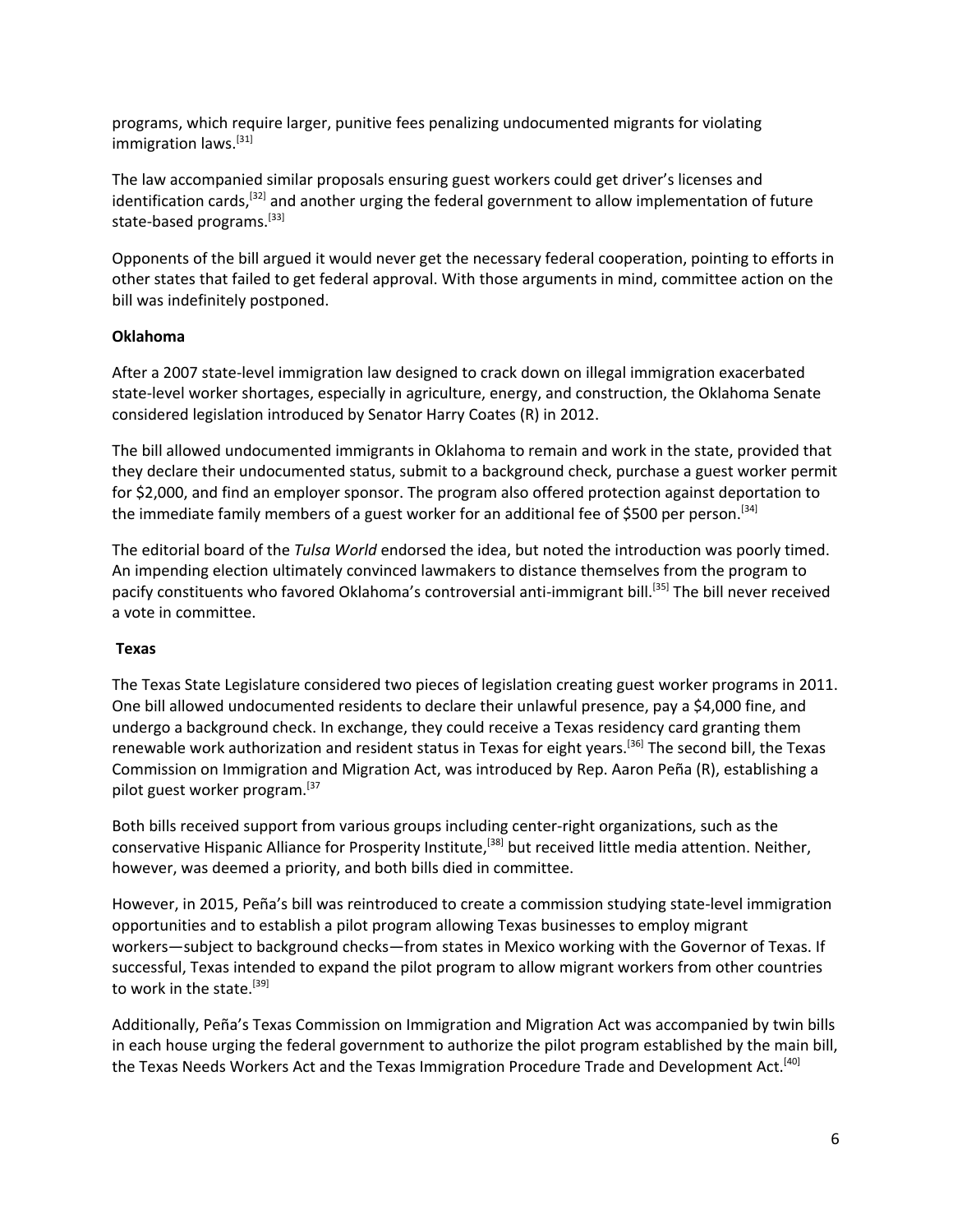programs, which require larger, punitive fees penalizing undocumented migrants for violating immigration laws.[31]

The law accompanied similar proposals ensuring guest workers could get driver's licenses and identification cards,[32] and another urging the federal government to allow implementation of future state-based programs.[33]

Opponents of the bill argued it would never get the necessary federal cooperation, pointing to efforts in other states that failed to get federal approval. With those arguments in mind, committee action on the bill was indefinitely postponed.

**Oklahoma**

After a 2007 state-level immigration law designed to crack down on illegal immigration exacerbated state-level worker shortages, especially in agriculture, energy, and construction, the Oklahoma Senate considered legislation introduced by Senator Harry Coates (R) in 2012.

The bill allowed undocumented immigrants in Oklahoma to remain and work in the state, provided that they declare their undocumented status, submit to a background check, purchase a guest worker permit for $2,000, and find an employer sponsor. The program also offered protection against deportation to the immediate family members of a guest worker for an additional fee of $500 per person.[34]

The editorial board of the *Tulsa World* endorsed the idea, but noted the introduction was poorly timed. An impending election ultimately convinced lawmakers to distance themselves from the program to pacify constituents who favored Oklahoma's controversial anti-immigrant bill.[35] The bill never received a vote in committee.

**Texas**

The Texas State Legislature considered two pieces of legislation creating guest worker programs in 2011. One bill allowed undocumented residents to declare their unlawful presence, pay a $4,000 fine, and undergo a background check. In exchange, they could receive a Texas residency card granting them renewable work authorization and resident status in Texas for eight years.[36] The second bill, the Texas Commission on Immigration and Migration Act, was introduced by Rep. Aaron Peña (R), establishing a pilot guest worker program.[37

Both bills received support from various groups including center-right organizations, such as the conservative Hispanic Alliance for Prosperity Institute,[38] but received little media attention. Neither, however, was deemed a priority, and both bills died in committee.

However, in 2015, Peña's bill was reintroduced to create a commission studying state-level immigration opportunities and to establish a pilot program allowing Texas businesses to employ migrant workers—subject to background checks—from states in Mexico working with the Governor of Texas. If successful, Texas intended to expand the pilot program to allow migrant workers from other countries to work in the state.[39]

Additionally, Peña's Texas Commission on Immigration and Migration Act was accompanied by twin bills in each house urging the federal government to authorize the pilot program established by the main bill, the Texas Needs Workers Act and the Texas Immigration Procedure Trade and Development Act.[40]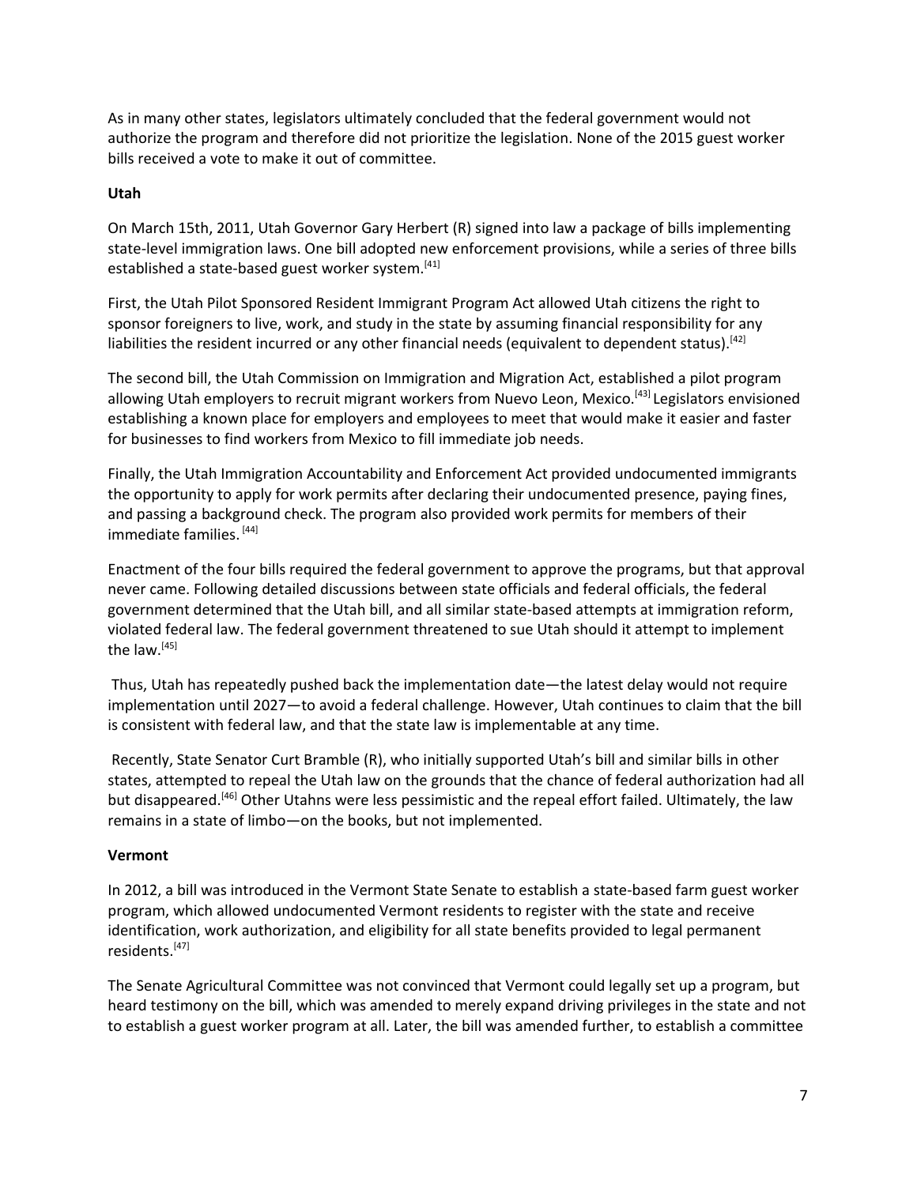As in many other states, legislators ultimately concluded that the federal government would not authorize the program and therefore did not prioritize the legislation. None of the 2015 guest worker bills received a vote to make it out of committee.

**Utah**

On March 15th, 2011, Utah Governor Gary Herbert (R) signed into law a package of bills implementing state-level immigration laws. One bill adopted new enforcement provisions, while a series of three bills established a state-based guest worker system.[41]

First, the Utah Pilot Sponsored Resident Immigrant Program Act allowed Utah citizens the right to sponsor foreigners to live, work, and study in the state by assuming financial responsibility for any liabilities the resident incurred or any other financial needs (equivalent to dependent status).[42]

The second bill, the Utah Commission on Immigration and Migration Act, established a pilot program allowing Utah employers to recruit migrant workers from Nuevo Leon, Mexico.[43] Legislators envisioned establishing a known place for employers and employees to meet that would make it easier and faster for businesses to find workers from Mexico to fill immediate job needs.

Finally, the Utah Immigration Accountability and Enforcement Act provided undocumented immigrants the opportunity to apply for work permits after declaring their undocumented presence, paying fines, and passing a background check. The program also provided work permits for members of their immediate families. [44]

Enactment of the four bills required the federal government to approve the programs, but that approval never came. Following detailed discussions between state officials and federal officials, the federal government determined that the Utah bill, and all similar state-based attempts at immigration reform, violated federal law. The federal government threatened to sue Utah should it attempt to implement the law.[45]

Thus, Utah has repeatedly pushed back the implementation date—the latest delay would not require implementation until 2027—to avoid a federal challenge. However, Utah continues to claim that the bill is consistent with federal law, and that the state law is implementable at any time.

Recently, State Senator Curt Bramble (R), who initially supported Utah's bill and similar bills in other states, attempted to repeal the Utah law on the grounds that the chance of federal authorization had all but disappeared.[46] Other Utahns were less pessimistic and the repeal effort failed. Ultimately, the law remains in a state of limbo—on the books, but not implemented.

**Vermont**

In 2012, a bill was introduced in the Vermont State Senate to establish a state-based farm guest worker program, which allowed undocumented Vermont residents to register with the state and receive identification, work authorization, and eligibility for all state benefits provided to legal permanent residents.[47]

The Senate Agricultural Committee was not convinced that Vermont could legally set up a program, but heard testimony on the bill, which was amended to merely expand driving privileges in the state and not to establish a guest worker program at all. Later, the bill was amended further, to establish a committee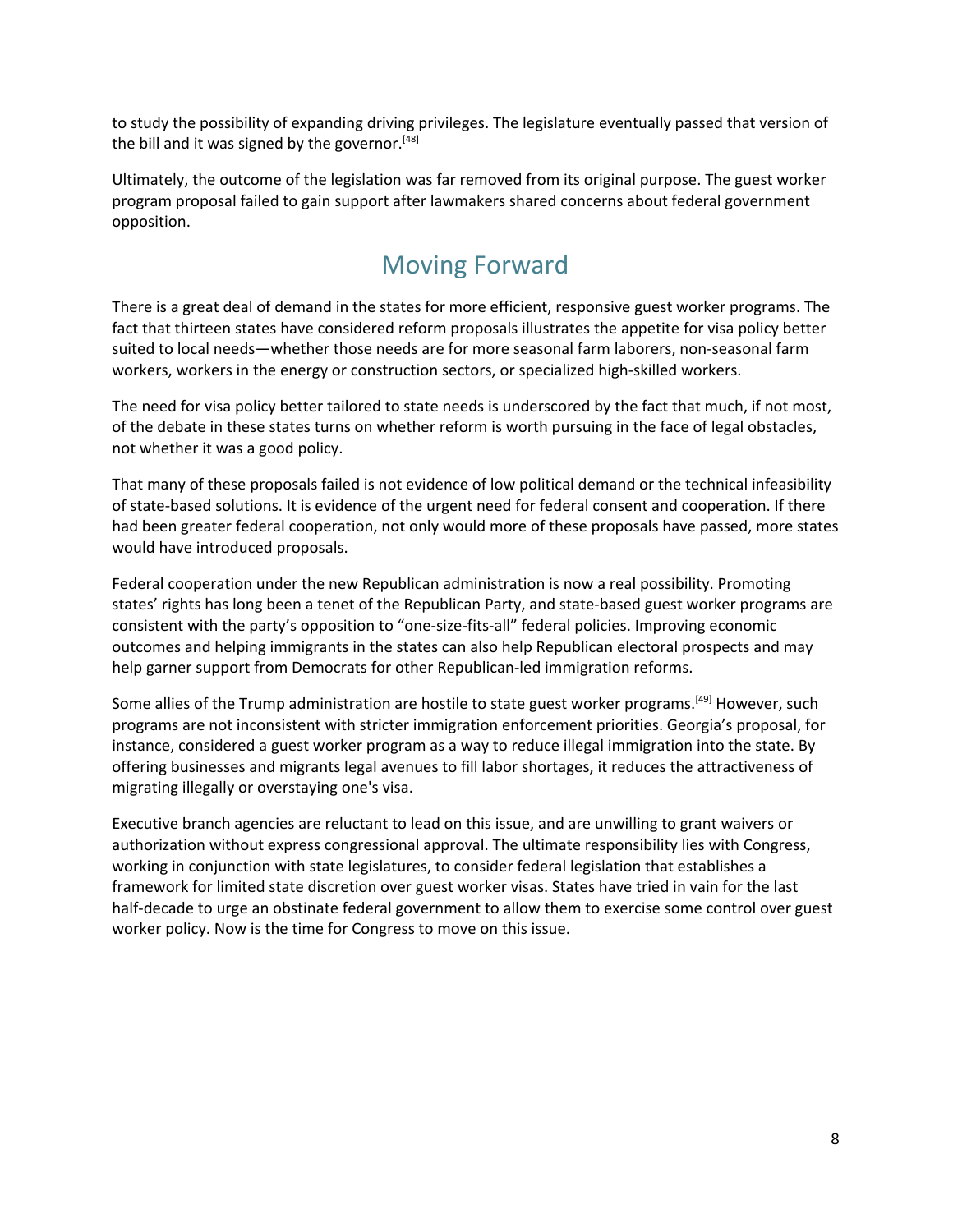to study the possibility of expanding driving privileges. The legislature eventually passed that version of the bill and it was signed by the governor.[48]

Ultimately, the outcome of the legislation was far removed from its original purpose. The guest worker program proposal failed to gain support after lawmakers shared concerns about federal government opposition.

## Moving Forward

There is a great deal of demand in the states for more efficient, responsive guest worker programs. The fact that thirteen states have considered reform proposals illustrates the appetite for visa policy better suited to local needs—whether those needs are for more seasonal farm laborers, non-seasonal farm workers, workers in the energy or construction sectors, or specialized high-skilled workers.

The need for visa policy better tailored to state needs is underscored by the fact that much, if not most, of the debate in these states turns on whether reform is worth pursuing in the face of legal obstacles, not whether it was a good policy.

That many of these proposals failed is not evidence of low political demand or the technical infeasibility of state-based solutions. It is evidence of the urgent need for federal consent and cooperation. If there had been greater federal cooperation, not only would more of these proposals have passed, more states would have introduced proposals.

Federal cooperation under the new Republican administration is now a real possibility. Promoting states' rights has long been a tenet of the Republican Party, and state-based guest worker programs are consistent with the party's opposition to "one-size-fits-all" federal policies. Improving economic outcomes and helping immigrants in the states can also help Republican electoral prospects and may help garner support from Democrats for other Republican-led immigration reforms.

Some allies of the Trump administration are hostile to state guest worker programs.[49] However, such programs are not inconsistent with stricter immigration enforcement priorities. Georgia's proposal, for instance, considered a guest worker program as a way to reduce illegal immigration into the state. By offering businesses and migrants legal avenues to fill labor shortages, it reduces the attractiveness of migrating illegally or overstaying one's visa.

Executive branch agencies are reluctant to lead on this issue, and are unwilling to grant waivers or authorization without express congressional approval. The ultimate responsibility lies with Congress, working in conjunction with state legislatures, to consider federal legislation that establishes a framework for limited state discretion over guest worker visas. States have tried in vain for the last half-decade to urge an obstinate federal government to allow them to exercise some control over guest worker policy. Now is the time for Congress to move on this issue.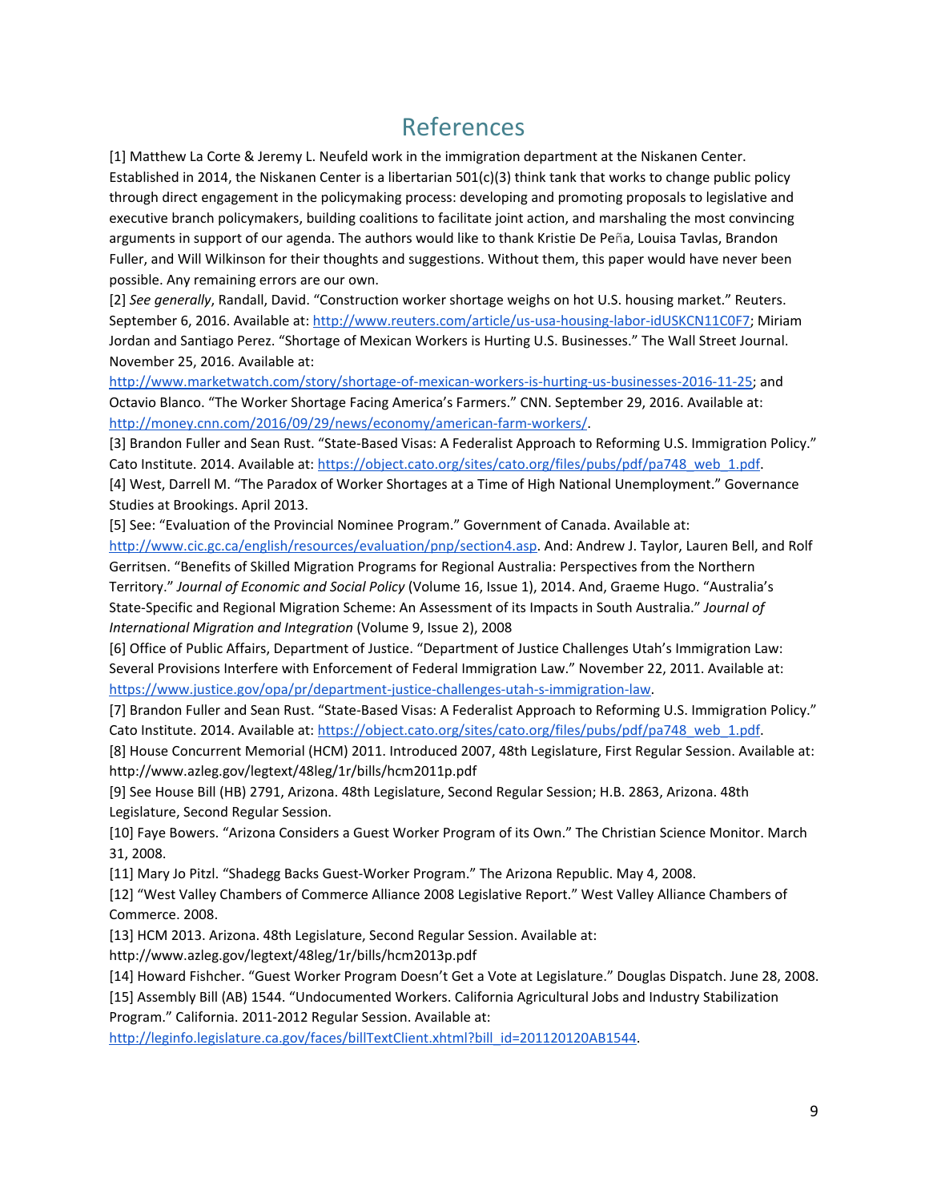# References

[1] Matthew La Corte & Jeremy L. Neufeld work in the immigration department at the Niskanen Center. Established in 2014, the Niskanen Center is a libertarian 501(c)(3) think tank that works to change public policy through direct engagement in the policymaking process: developing and promoting proposals to legislative and executive branch policymakers, building coalitions to facilitate joint action, and marshaling the most convincing arguments in support of our agenda. The authors would like to thank Kristie De Peña, Louisa Tavlas, Brandon Fuller, and Will Wilkinson for their thoughts and suggestions. Without them, this paper would have never been possible. Any remaining errors are our own.

[2] *See generally*, Randall, David. "Construction worker shortage weighs on hot U.S. housing market." Reuters. September 6, 2016. Available at: http://www.reuters.com/article/us-usa-housing-labor-idUSKCN11C0F7; Miriam Jordan and Santiago Perez. "Shortage of Mexican Workers is Hurting U.S. Businesses." The Wall Street Journal. November 25, 2016. Available at: http://www.marketwatch.com/story/shortage-of-mexican-workers-is-hurting-us-businesses-2016-11-25; and Octavio Blanco. "The Worker Shortage Facing America's Farmers." CNN. September 29, 2016. Available at: http://money.cnn.com/2016/09/29/news/economy/american-farm-workers/.

[3] Brandon Fuller and Sean Rust. "State-Based Visas: A Federalist Approach to Reforming U.S. Immigration Policy." Cato Institute. 2014. Available at: https://object.cato.org/sites/cato.org/files/pubs/pdf/pa748_web_1.pdf.

[4] West, Darrell M. "The Paradox of Worker Shortages at a Time of High National Unemployment." Governance Studies at Brookings. April 2013.

[5] See: "Evaluation of the Provincial Nominee Program." Government of Canada. Available at: http://www.cic.gc.ca/english/resources/evaluation/pnp/section4.asp. And: Andrew J. Taylor, Lauren Bell, and Rolf Gerritsen. "Benefits of Skilled Migration Programs for Regional Australia: Perspectives from the Northern Territory." *Journal of Economic and Social Policy* (Volume 16, Issue 1), 2014. And, Graeme Hugo. "Australia's State-Specific and Regional Migration Scheme: An Assessment of its Impacts in South Australia." *Journal of International Migration and Integration* (Volume 9, Issue 2), 2008

[6] Office of Public Affairs, Department of Justice. "Department of Justice Challenges Utah's Immigration Law: Several Provisions Interfere with Enforcement of Federal Immigration Law." November 22, 2011. Available at: https://www.justice.gov/opa/pr/department-justice-challenges-utah-s-immigration-law.

[7] Brandon Fuller and Sean Rust. "State-Based Visas: A Federalist Approach to Reforming U.S. Immigration Policy." Cato Institute. 2014. Available at: https://object.cato.org/sites/cato.org/files/pubs/pdf/pa748_web_1.pdf.

[8] House Concurrent Memorial (HCM) 2011. Introduced 2007, 48th Legislature, First Regular Session. Available at: http://www.azleg.gov/legtext/48leg/1r/bills/hcm2011p.pdf

[9] See House Bill (HB) 2791, Arizona. 48th Legislature, Second Regular Session; H.B. 2863, Arizona. 48th Legislature, Second Regular Session.

[10] Faye Bowers. "Arizona Considers a Guest Worker Program of its Own." The Christian Science Monitor. March 31, 2008.

[11] Mary Jo Pitzl. "Shadegg Backs Guest-Worker Program." The Arizona Republic. May 4, 2008.

[12] "West Valley Chambers of Commerce Alliance 2008 Legislative Report." West Valley Alliance Chambers of Commerce. 2008.

[13] HCM 2013. Arizona. 48th Legislature, Second Regular Session. Available at: http://www.azleg.gov/legtext/48leg/1r/bills/hcm2013p.pdf

[14] Howard Fishcher. "Guest Worker Program Doesn't Get a Vote at Legislature." Douglas Dispatch. June 28, 2008.

[15] Assembly Bill (AB) 1544. "Undocumented Workers. California Agricultural Jobs and Industry Stabilization Program." California. 2011-2012 Regular Session. Available at: http://leginfo.legislature.ca.gov/faces/billTextClient.xhtml?bill_id=201120120AB1544.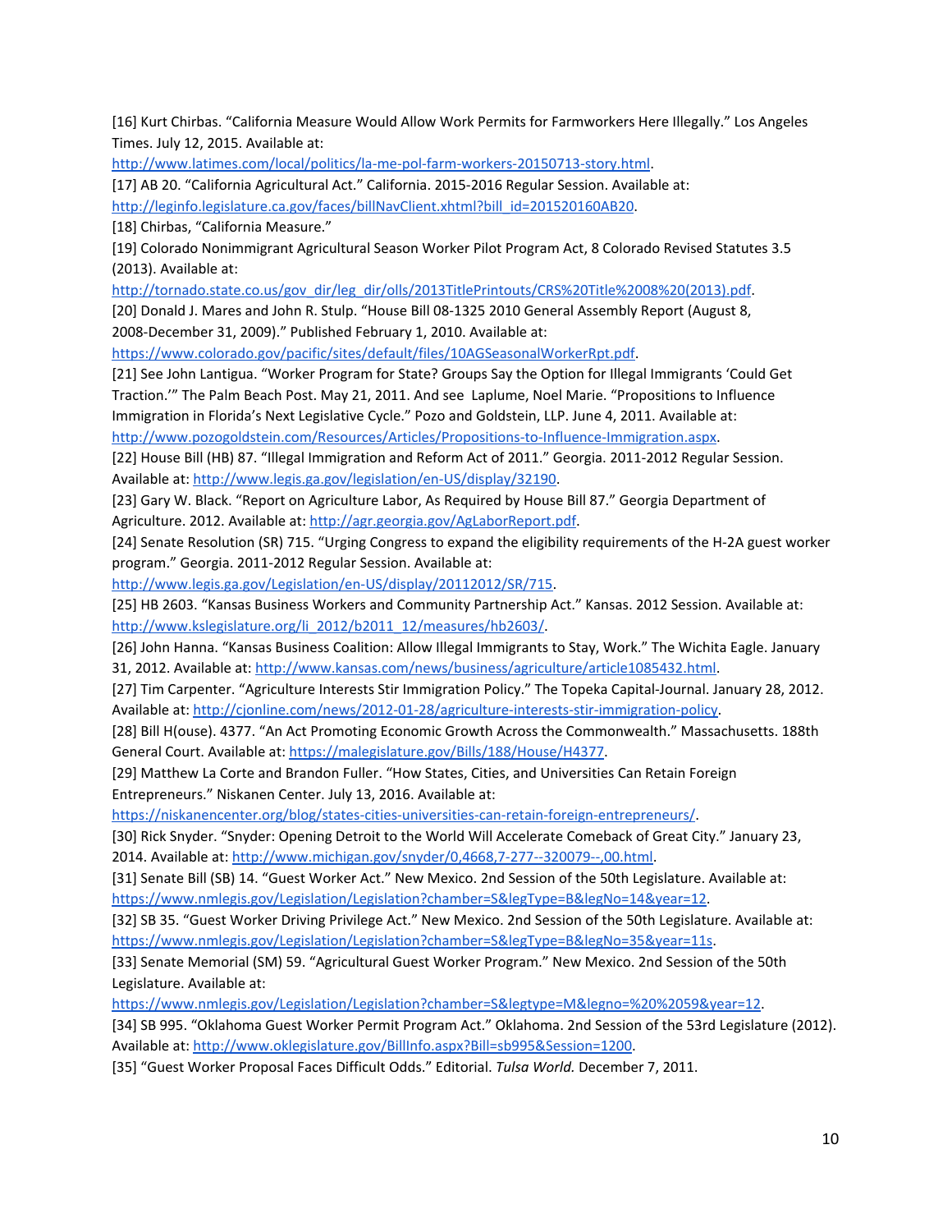[16] Kurt Chirbas. "California Measure Would Allow Work Permits for Farmworkers Here Illegally." Los Angeles Times. July 12, 2015. Available at: http://www.latimes.com/local/politics/la-me-pol-farm-workers-20150713-story.html.

[17] AB 20. "California Agricultural Act." California. 2015-2016 Regular Session. Available at: http://leginfo.legislature.ca.gov/faces/billNavClient.xhtml?bill_id=201520160AB20.

[18] Chirbas, "California Measure."

[19] Colorado Nonimmigrant Agricultural Season Worker Pilot Program Act, 8 Colorado Revised Statutes 3.5 (2013). Available at: http://tornado.state.co.us/gov_dir/leg_dir/olls/2013TitlePrintouts/CRS%20Title%2008%20(2013).pdf.

[20] Donald J. Mares and John R. Stulp. "House Bill 08-1325 2010 General Assembly Report (August 8, 2008-December 31, 2009)." Published February 1, 2010. Available at: https://www.colorado.gov/pacific/sites/default/files/10AGSeasonalWorkerRpt.pdf.

[21] See John Lantigua. "Worker Program for State? Groups Say the Option for Illegal Immigrants 'Could Get Traction.'" The Palm Beach Post. May 21, 2011. And see Laplume, Noel Marie. "Propositions to Influence Immigration in Florida's Next Legislative Cycle." Pozo and Goldstein, LLP. June 4, 2011. Available at: http://www.pozogoldstein.com/Resources/Articles/Propositions-to-Influence-Immigration.aspx.

[22] House Bill (HB) 87. "Illegal Immigration and Reform Act of 2011." Georgia. 2011-2012 Regular Session. Available at: http://www.legis.ga.gov/legislation/en-US/display/32190.

[23] Gary W. Black. "Report on Agriculture Labor, As Required by House Bill 87." Georgia Department of Agriculture. 2012. Available at: http://agr.georgia.gov/AgLaborReport.pdf.

[24] Senate Resolution (SR) 715. "Urging Congress to expand the eligibility requirements of the H-2A guest worker program." Georgia. 2011-2012 Regular Session. Available at: http://www.legis.ga.gov/Legislation/en-US/display/20112012/SR/715.

[25] HB 2603. "Kansas Business Workers and Community Partnership Act." Kansas. 2012 Session. Available at: http://www.kslegislature.org/li_2012/b2011_12/measures/hb2603/.

[26] John Hanna. "Kansas Business Coalition: Allow Illegal Immigrants to Stay, Work." The Wichita Eagle. January 31, 2012. Available at: http://www.kansas.com/news/business/agriculture/article1085432.html.

[27] Tim Carpenter. "Agriculture Interests Stir Immigration Policy." The Topeka Capital-Journal. January 28, 2012. Available at: http://cjonline.com/news/2012-01-28/agriculture-interests-stir-immigration-policy.

[28] Bill H(ouse). 4377. "An Act Promoting Economic Growth Across the Commonwealth." Massachusetts. 188th General Court. Available at: https://malegislature.gov/Bills/188/House/H4377.

[29] Matthew La Corte and Brandon Fuller. "How States, Cities, and Universities Can Retain Foreign Entrepreneurs." Niskanen Center. July 13, 2016. Available at: https://niskanencenter.org/blog/states-cities-universities-can-retain-foreign-entrepreneurs/.

[30] Rick Snyder. "Snyder: Opening Detroit to the World Will Accelerate Comeback of Great City." January 23, 2014. Available at: http://www.michigan.gov/snyder/0,4668,7-277--320079--,00.html.

[31] Senate Bill (SB) 14. "Guest Worker Act." New Mexico. 2nd Session of the 50th Legislature. Available at: https://www.nmlegis.gov/Legislation/Legislation?chamber=S&legType=B&legNo=14&year=12.

[32] SB 35. "Guest Worker Driving Privilege Act." New Mexico. 2nd Session of the 50th Legislature. Available at: https://www.nmlegis.gov/Legislation/Legislation?chamber=S&legType=B&legNo=35&year=11s.

[33] Senate Memorial (SM) 59. "Agricultural Guest Worker Program." New Mexico. 2nd Session of the 50th Legislature. Available at: https://www.nmlegis.gov/Legislation/Legislation?chamber=S&legtype=M&legno=%20%2059&year=12.

[34] SB 995. "Oklahoma Guest Worker Permit Program Act." Oklahoma. 2nd Session of the 53rd Legislature (2012). Available at: http://www.oklegislature.gov/BillInfo.aspx?Bill=sb995&Session=1200.

[35] "Guest Worker Proposal Faces Difficult Odds." Editorial. *Tulsa World.* December 7, 2011.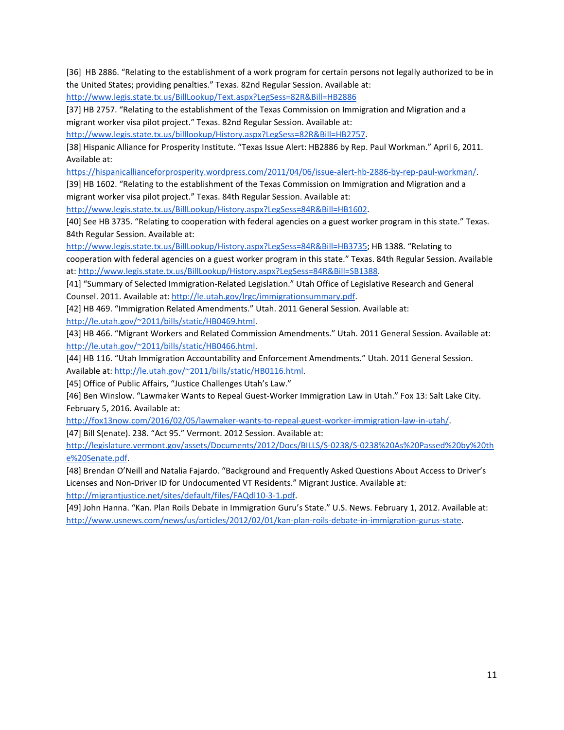[36] HB 2886. "Relating to the establishment of a work program for certain persons not legally authorized to be in the United States; providing penalties." Texas. 82nd Regular Session. Available at: http://www.legis.state.tx.us/BillLookup/Text.aspx?LegSess=82R&Bill=HB2886

[37] HB 2757. "Relating to the establishment of the Texas Commission on Immigration and Migration and a migrant worker visa pilot project." Texas. 82nd Regular Session. Available at: http://www.legis.state.tx.us/billlookup/History.aspx?LegSess=82R&Bill=HB2757.

[38] Hispanic Alliance for Prosperity Institute. "Texas Issue Alert: HB2886 by Rep. Paul Workman." April 6, 2011. Available at: https://hispanicallianceforprosperity.wordpress.com/2011/04/06/issue-alert-hb-2886-by-rep-paul-workman/.

[39] HB 1602. "Relating to the establishment of the Texas Commission on Immigration and Migration and a migrant worker visa pilot project." Texas. 84th Regular Session. Available at: http://www.legis.state.tx.us/BillLookup/History.aspx?LegSess=84R&Bill=HB1602.

[40] See HB 3735. "Relating to cooperation with federal agencies on a guest worker program in this state." Texas. 84th Regular Session. Available at: http://www.legis.state.tx.us/BillLookup/History.aspx?LegSess=84R&Bill=HB3735; HB 1388. "Relating to cooperation with federal agencies on a guest worker program in this state." Texas. 84th Regular Session. Available at: http://www.legis.state.tx.us/BillLookup/History.aspx?LegSess=84R&Bill=SB1388.

[41] "Summary of Selected Immigration-Related Legislation." Utah Office of Legislative Research and General Counsel. 2011. Available at: http://le.utah.gov/lrgc/immigrationsummary.pdf.

[42] HB 469. "Immigration Related Amendments." Utah. 2011 General Session. Available at: http://le.utah.gov/~2011/bills/static/HB0469.html.

[43] HB 466. "Migrant Workers and Related Commission Amendments." Utah. 2011 General Session. Available at: http://le.utah.gov/~2011/bills/static/HB0466.html.

[44] HB 116. "Utah Immigration Accountability and Enforcement Amendments." Utah. 2011 General Session. Available at: http://le.utah.gov/~2011/bills/static/HB0116.html.

[45] Office of Public Affairs, "Justice Challenges Utah's Law."

[46] Ben Winslow. "Lawmaker Wants to Repeal Guest-Worker Immigration Law in Utah." Fox 13: Salt Lake City. February 5, 2016. Available at: http://fox13now.com/2016/02/05/lawmaker-wants-to-repeal-guest-worker-immigration-law-in-utah/.

[47] Bill S(enate). 238. "Act 95." Vermont. 2012 Session. Available at: http://legislature.vermont.gov/assets/Documents/2012/Docs/BILLS/S-0238/S-0238%20As%20Passed%20by%20the%20Senate.pdf.

[48] Brendan O'Neill and Natalia Fajardo. "Background and Frequently Asked Questions About Access to Driver's Licenses and Non-Driver ID for Undocumented VT Residents." Migrant Justice. Available at: http://migrantjustice.net/sites/default/files/FAQdl10-3-1.pdf.

[49] John Hanna. "Kan. Plan Roils Debate in Immigration Guru's State." U.S. News. February 1, 2012. Available at: http://www.usnews.com/news/us/articles/2012/02/01/kan-plan-roils-debate-in-immigration-gurus-state.